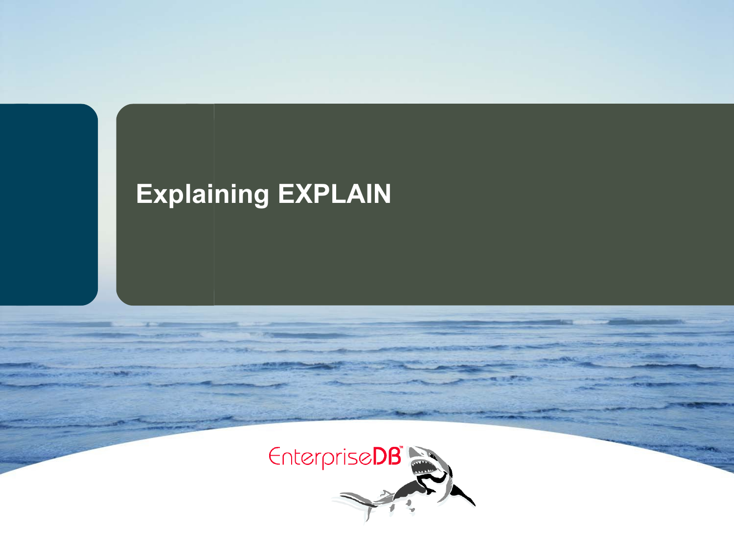# Explaining EXPLAIN

EnterpriseDB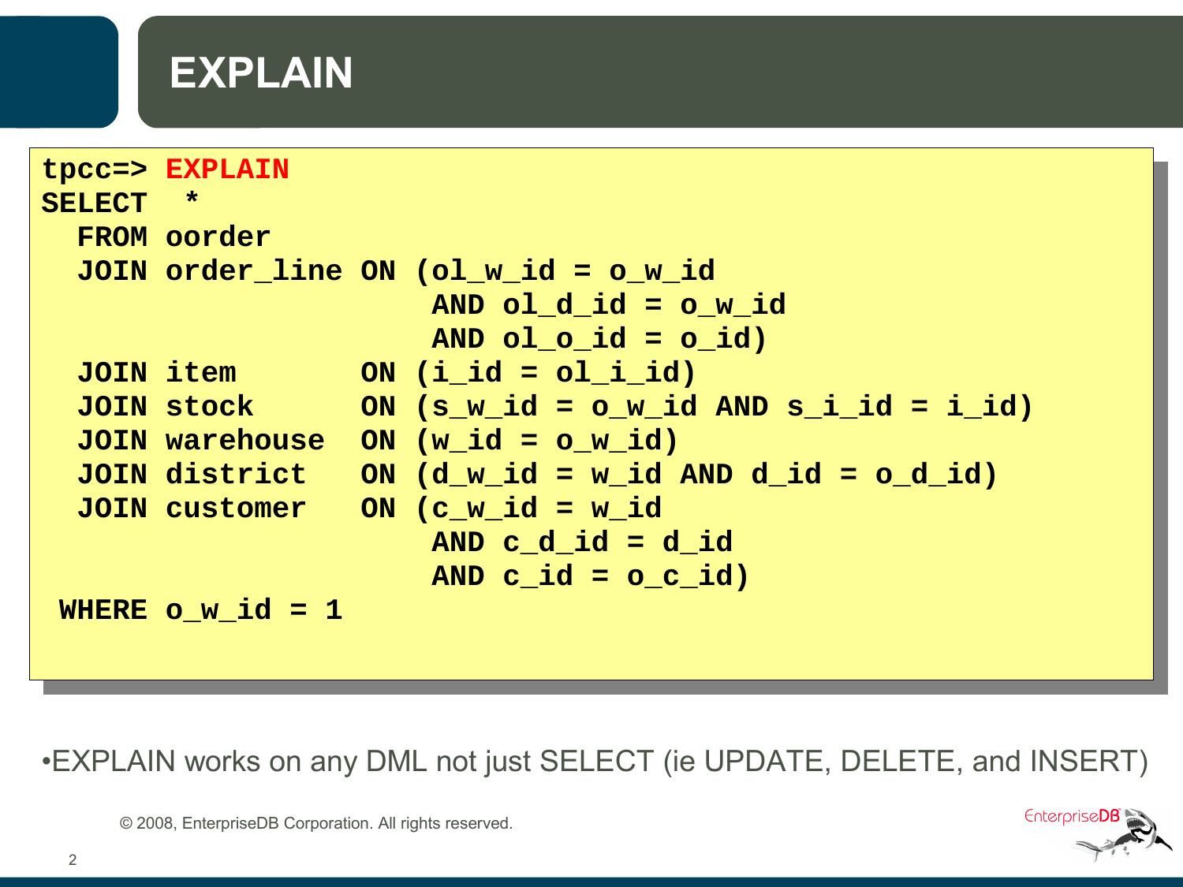# EXPLAIN

```
tpcc=> EXPLAIN
SELECT  *
  FROM oorder
  JOIN order_line ON (ol_w_id = o_w_id
                      AND ol_d_id = o_w_id
                      AND ol_o_id = o_id)
  JOIN item       ON (i_id = ol_i_id)
  JOIN stock      ON (s_w_id = o_w_id AND s_i_id = i_id)
  JOIN warehouse  ON (w_id = o_w_id)
  JOIN district   ON (d_w_id = w_id AND d_id = o_d_id)
  JOIN customer   ON (c_w_id = w_id
                      AND c_d_id = d_id
                      AND c_id = o_c_id)
 WHERE o_w_id = 1
```

- EXPLAIN works on any DML not just SELECT (ie UPDATE, DELETE, and INSERT)

© 2008, EnterpriseDB Corporation. All rights reserved.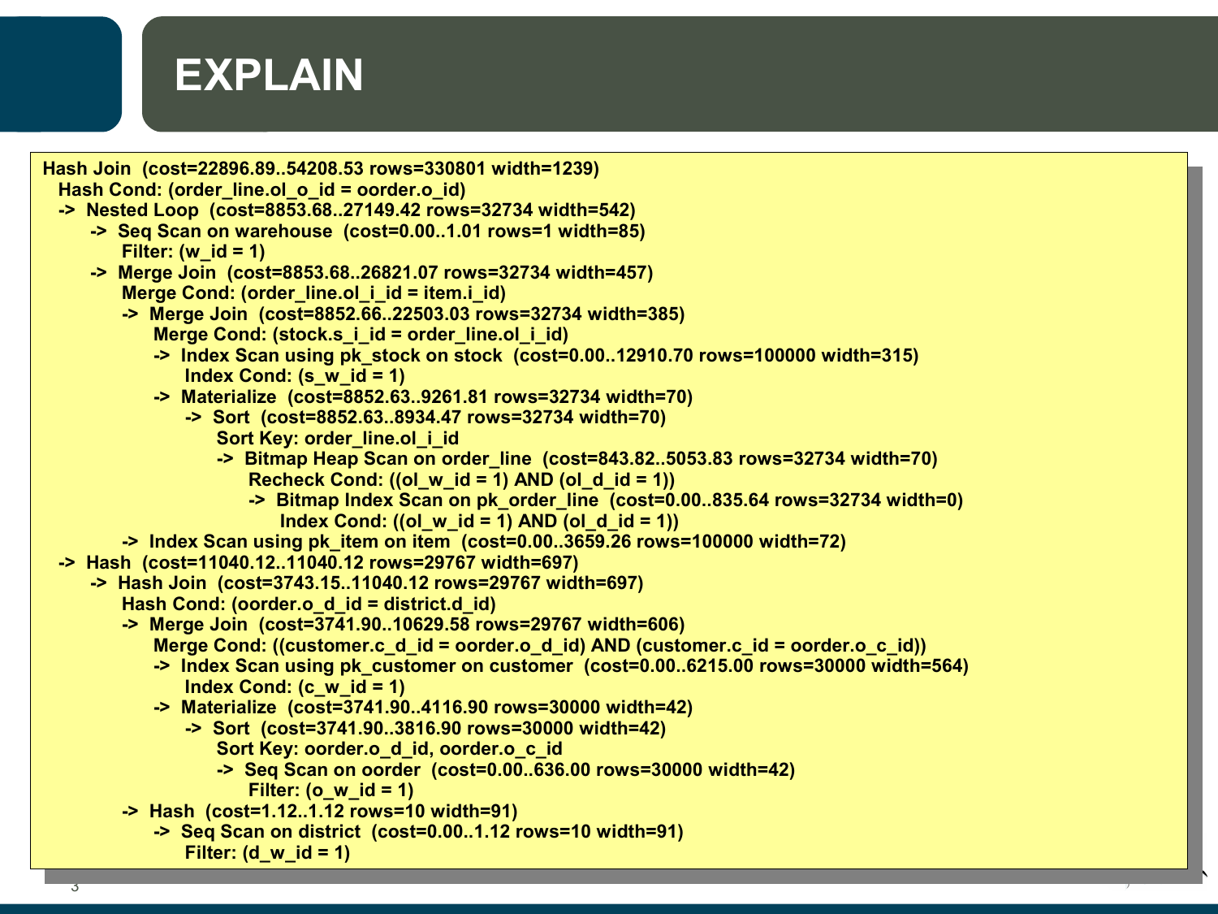# EXPLAIN

```
Hash Join  (cost=22896.89..54208.53 rows=330801 width=1239)
  Hash Cond: (order_line.ol_o_id = oorder.o_id)
  ->  Nested Loop  (cost=8853.68..27149.42 rows=32734 width=542)
        ->  Seq Scan on warehouse  (cost=0.00..1.01 rows=1 width=85)
              Filter: (w_id = 1)
        ->  Merge Join  (cost=8853.68..26821.07 rows=32734 width=457)
              Merge Cond: (order_line.ol_i_id = item.i_id)
              ->  Merge Join  (cost=8852.66..22503.03 rows=32734 width=385)
                    Merge Cond: (stock.s_i_id = order_line.ol_i_id)
                    ->  Index Scan using pk_stock on stock  (cost=0.00..12910.70 rows=100000 width=315)
                          Index Cond: (s_w_id = 1)
                    ->  Materialize  (cost=8852.63..9261.81 rows=32734 width=70)
                          ->  Sort  (cost=8852.63..8934.47 rows=32734 width=70)
                                Sort Key: order_line.ol_i_id
                                ->  Bitmap Heap Scan on order_line  (cost=843.82..5053.83 rows=32734 width=70)
                                      Recheck Cond: ((ol_w_id = 1) AND (ol_d_id = 1))
                                      ->  Bitmap Index Scan on pk_order_line  (cost=0.00..835.64 rows=32734 width=0)
                                            Index Cond: ((ol_w_id = 1) AND (ol_d_id = 1))
              ->  Index Scan using pk_item on item  (cost=0.00..3659.26 rows=100000 width=72)
  ->  Hash  (cost=11040.12..11040.12 rows=29767 width=697)
        ->  Hash Join  (cost=3743.15..11040.12 rows=29767 width=697)
              Hash Cond: (oorder.o_d_id = district.d_id)
              ->  Merge Join  (cost=3741.90..10629.58 rows=29767 width=606)
                    Merge Cond: ((customer.c_d_id = oorder.o_d_id) AND (customer.c_id = oorder.o_c_id))
                    ->  Index Scan using pk_customer on customer  (cost=0.00..6215.00 rows=30000 width=564)
                          Index Cond: (c_w_id = 1)
                    ->  Materialize  (cost=3741.90..4116.90 rows=30000 width=42)
                          ->  Sort  (cost=3741.90..3816.90 rows=30000 width=42)
                                Sort Key: oorder.o_d_id, oorder.o_c_id
                                ->  Seq Scan on oorder  (cost=0.00..636.00 rows=30000 width=42)
                                      Filter: (o_w_id = 1)
              ->  Hash  (cost=1.12..1.12 rows=10 width=91)
                    ->  Seq Scan on district  (cost=0.00..1.12 rows=10 width=91)
                          Filter: (d_w_id = 1)
```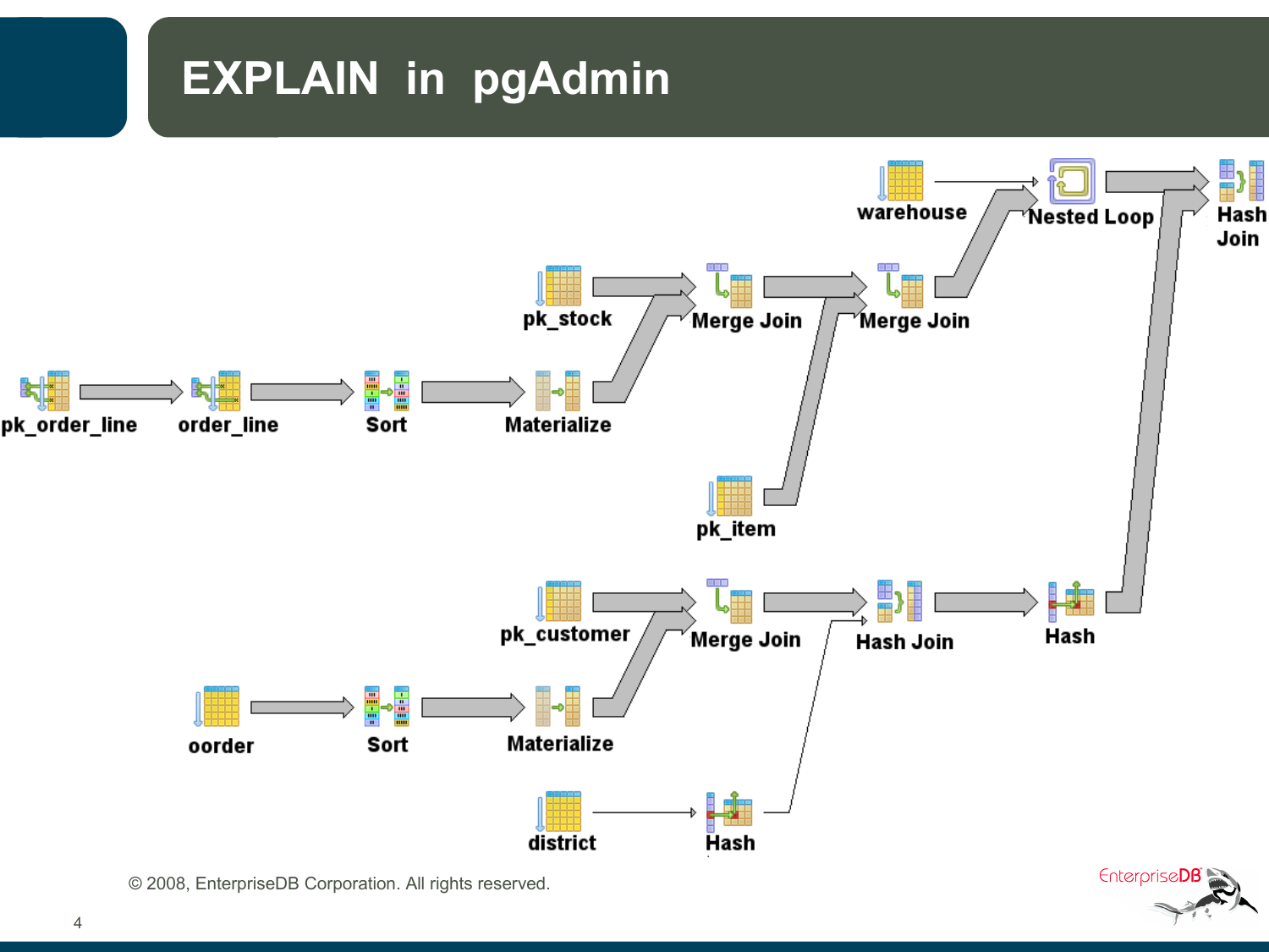# EXPLAIN in pgAdmin

pk_order_line → order_line → Sort → Materialize

pk_stock

Merge Join

pk_item

Merge Join

warehouse

Nested Loop

Hash Join

pk_customer

oorder → Sort → Materialize

Merge Join

Hash Join

Hash

district → Hash

© 2008, EnterpriseDB Corporation. All rights reserved.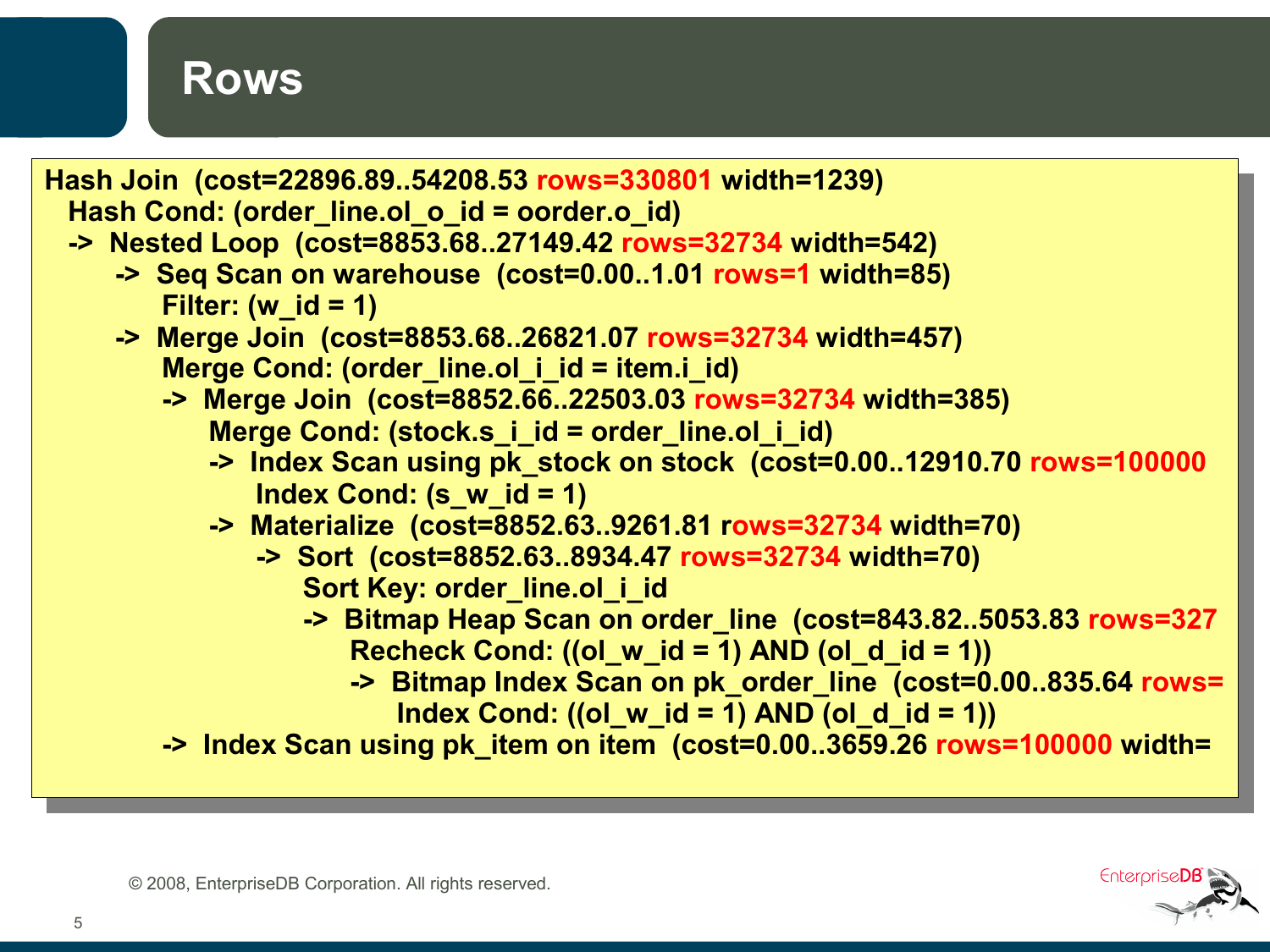# Rows

```
Hash Join  (cost=22896.89..54208.53 rows=330801 width=1239)
  Hash Cond: (order_line.ol_o_id = oorder.o_id)
  ->  Nested Loop  (cost=8853.68..27149.42 rows=32734 width=542)
        ->  Seq Scan on warehouse  (cost=0.00..1.01 rows=1 width=85)
              Filter: (w_id = 1)
        ->  Merge Join  (cost=8853.68..26821.07 rows=32734 width=457)
              Merge Cond: (order_line.ol_i_id = item.i_id)
              ->  Merge Join  (cost=8852.66..22503.03 rows=32734 width=385)
                    Merge Cond: (stock.s_i_id = order_line.ol_i_id)
                    ->  Index Scan using pk_stock on stock  (cost=0.00..12910.70 rows=100000
                          Index Cond: (s_w_id = 1)
                    ->  Materialize  (cost=8852.63..9261.81 rows=32734 width=70)
                          ->  Sort  (cost=8852.63..8934.47 rows=32734 width=70)
                                Sort Key: order_line.ol_i_id
                                ->  Bitmap Heap Scan on order_line  (cost=843.82..5053.83 rows=327
                                      Recheck Cond: ((ol_w_id = 1) AND (ol_d_id = 1))
                                      ->  Bitmap Index Scan on pk_order_line  (cost=0.00..835.64 rows=
                                            Index Cond: ((ol_w_id = 1) AND (ol_d_id = 1))
              ->  Index Scan using pk_item on item  (cost=0.00..3659.26 rows=100000 width=
```

© 2008, EnterpriseDB Corporation. All rights reserved.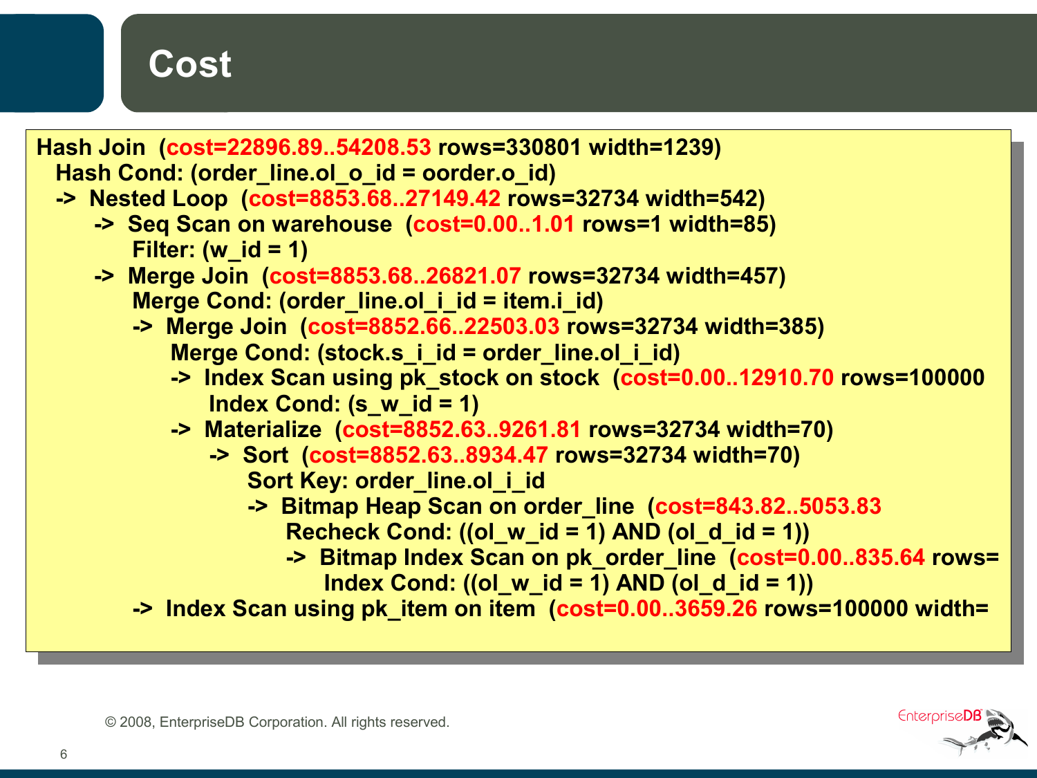# Cost

```
Hash Join  (cost=22896.89..54208.53 rows=330801 width=1239)
  Hash Cond: (order_line.ol_o_id = oorder.o_id)
  ->  Nested Loop  (cost=8853.68..27149.42 rows=32734 width=542)
        ->  Seq Scan on warehouse  (cost=0.00..1.01 rows=1 width=85)
              Filter: (w_id = 1)
        ->  Merge Join  (cost=8853.68..26821.07 rows=32734 width=457)
              Merge Cond: (order_line.ol_i_id = item.i_id)
              ->  Merge Join  (cost=8852.66..22503.03 rows=32734 width=385)
                    Merge Cond: (stock.s_i_id = order_line.ol_i_id)
                    ->  Index Scan using pk_stock on stock  (cost=0.00..12910.70 rows=100000
                          Index Cond: (s_w_id = 1)
                    ->  Materialize  (cost=8852.63..9261.81 rows=32734 width=70)
                          ->  Sort  (cost=8852.63..8934.47 rows=32734 width=70)
                                Sort Key: order_line.ol_i_id
                                ->  Bitmap Heap Scan on order_line  (cost=843.82..5053.83
                                      Recheck Cond: ((ol_w_id = 1) AND (ol_d_id = 1))
                                      ->  Bitmap Index Scan on pk_order_line  (cost=0.00..835.64 rows=
                                            Index Cond: ((ol_w_id = 1) AND (ol_d_id = 1))
              ->  Index Scan using pk_item on item  (cost=0.00..3659.26 rows=100000 width=
```

© 2008, EnterpriseDB Corporation. All rights reserved.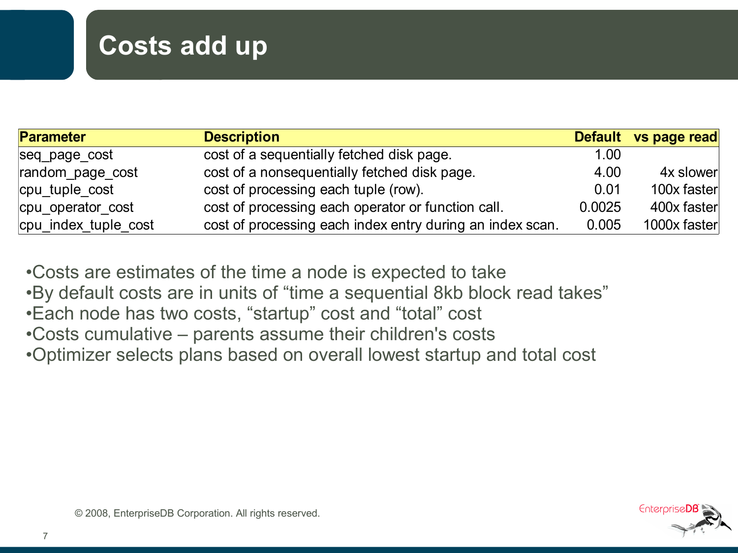# Costs add up

| Parameter | Description | Default | vs page read |
|---|---|---|---|
| seq_page_cost | cost of a sequentially fetched disk page. | 1.00 | |
| random_page_cost | cost of a nonsequentially fetched disk page. | 4.00 | 4x slower |
| cpu_tuple_cost | cost of processing each tuple (row). | 0.01 | 100x faster |
| cpu_operator_cost | cost of processing each operator or function call. | 0.0025 | 400x faster |
| cpu_index_tuple_cost | cost of processing each index entry during an index scan. | 0.005 | 1000x faster |

- Costs are estimates of the time a node is expected to take
- By default costs are in units of "time a sequential 8kb block read takes"
- Each node has two costs, "startup" cost and "total" cost
- Costs cumulative – parents assume their children's costs
- Optimizer selects plans based on overall lowest startup and total cost

© 2008, EnterpriseDB Corporation. All rights reserved.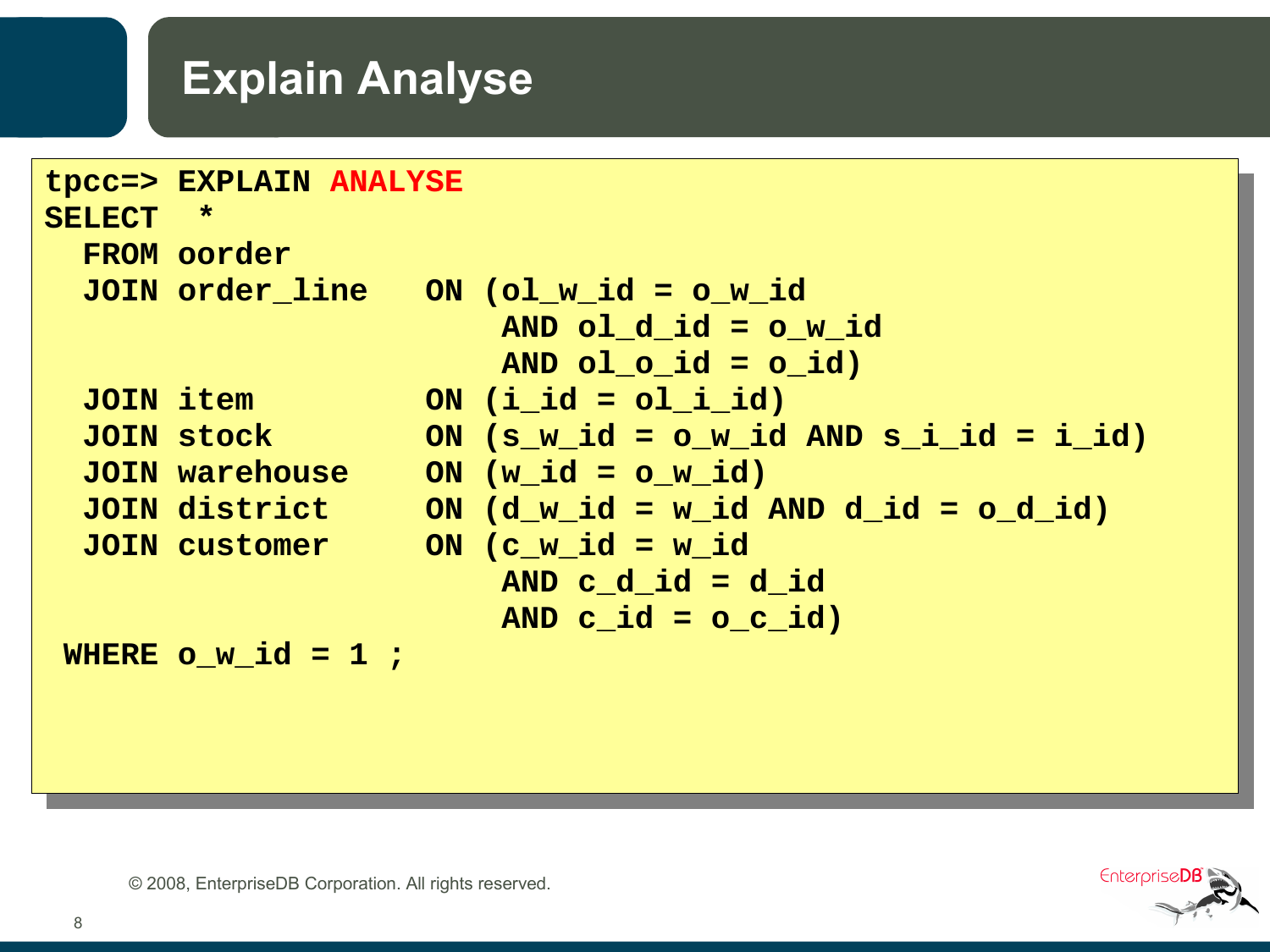# Explain Analyse

```
tpcc=> EXPLAIN ANALYSE
SELECT  *
  FROM oorder
  JOIN order_line   ON (ol_w_id = o_w_id
                    AND ol_d_id = o_w_id
                    AND ol_o_id = o_id)
  JOIN item         ON (i_id = ol_i_id)
  JOIN stock        ON (s_w_id = o_w_id AND s_i_id = i_id)
  JOIN warehouse    ON (w_id = o_w_id)
  JOIN district     ON (d_w_id = w_id AND d_id = o_d_id)
  JOIN customer     ON (c_w_id = w_id
                    AND c_d_id = d_id
                    AND c_id = o_c_id)
 WHERE o_w_id = 1 ;
```

© 2008, EnterpriseDB Corporation. All rights reserved.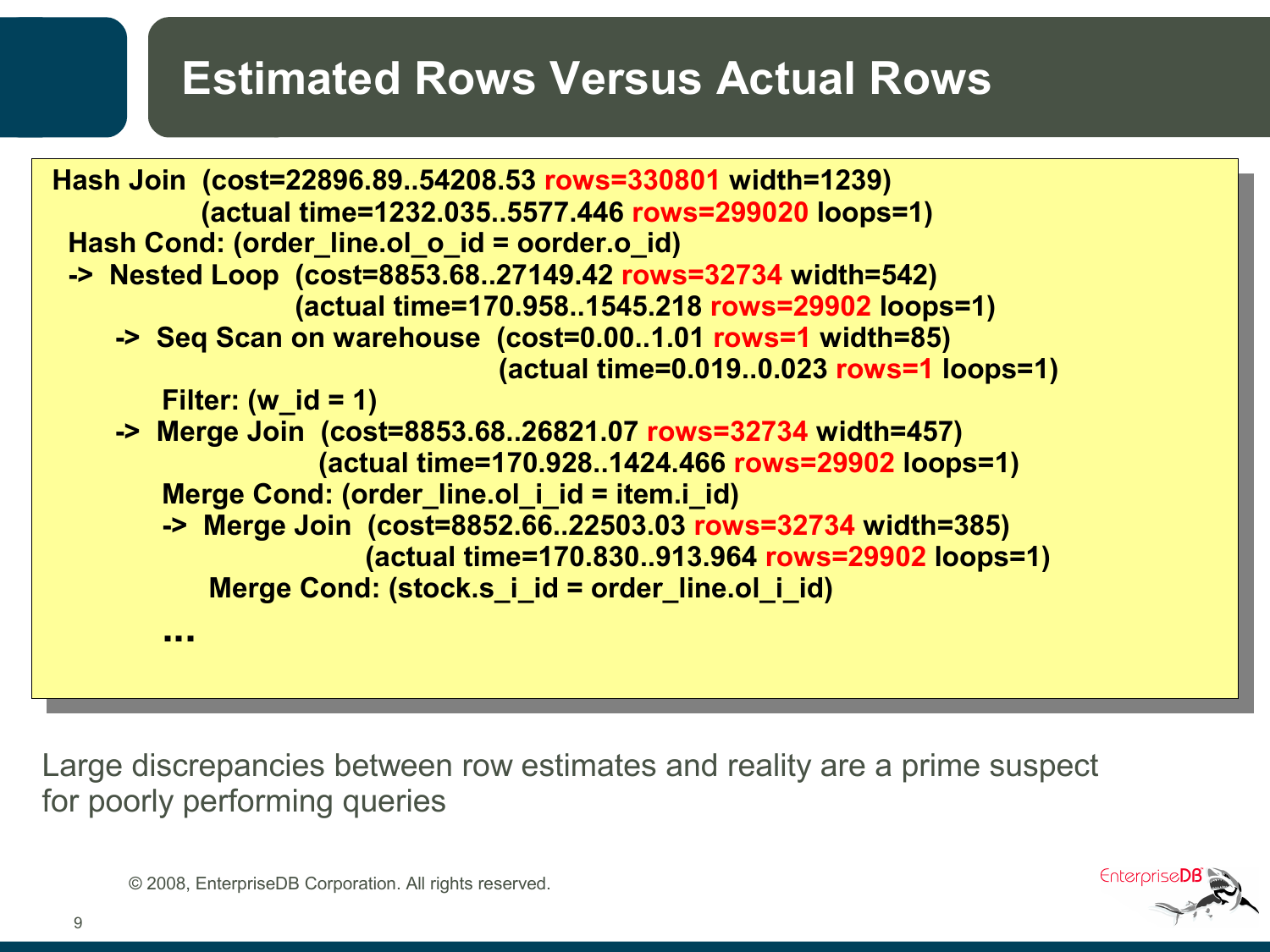# Estimated Rows Versus Actual Rows

```
Hash Join  (cost=22896.89..54208.53 rows=330801 width=1239)
           (actual time=1232.035..5577.446 rows=299020 loops=1)
  Hash Cond: (order_line.ol_o_id = oorder.o_id)
  ->  Nested Loop  (cost=8853.68..27149.42 rows=32734 width=542)
                   (actual time=170.958..1545.218 rows=29902 loops=1)
      ->  Seq Scan on warehouse  (cost=0.00..1.01 rows=1 width=85)
                                 (actual time=0.019..0.023 rows=1 loops=1)
            Filter: (w_id = 1)
      ->  Merge Join  (cost=8853.68..26821.07 rows=32734 width=457)
                      (actual time=170.928..1424.466 rows=29902 loops=1)
            Merge Cond: (order_line.ol_i_id = item.i_id)
            ->  Merge Join  (cost=8852.66..22503.03 rows=32734 width=385)
                            (actual time=170.830..913.964 rows=29902 loops=1)
                  Merge Cond: (stock.s_i_id = order_line.ol_i_id)
            ...
```

Large discrepancies between row estimates and reality are a prime suspect for poorly performing queries

© 2008, EnterpriseDB Corporation. All rights reserved.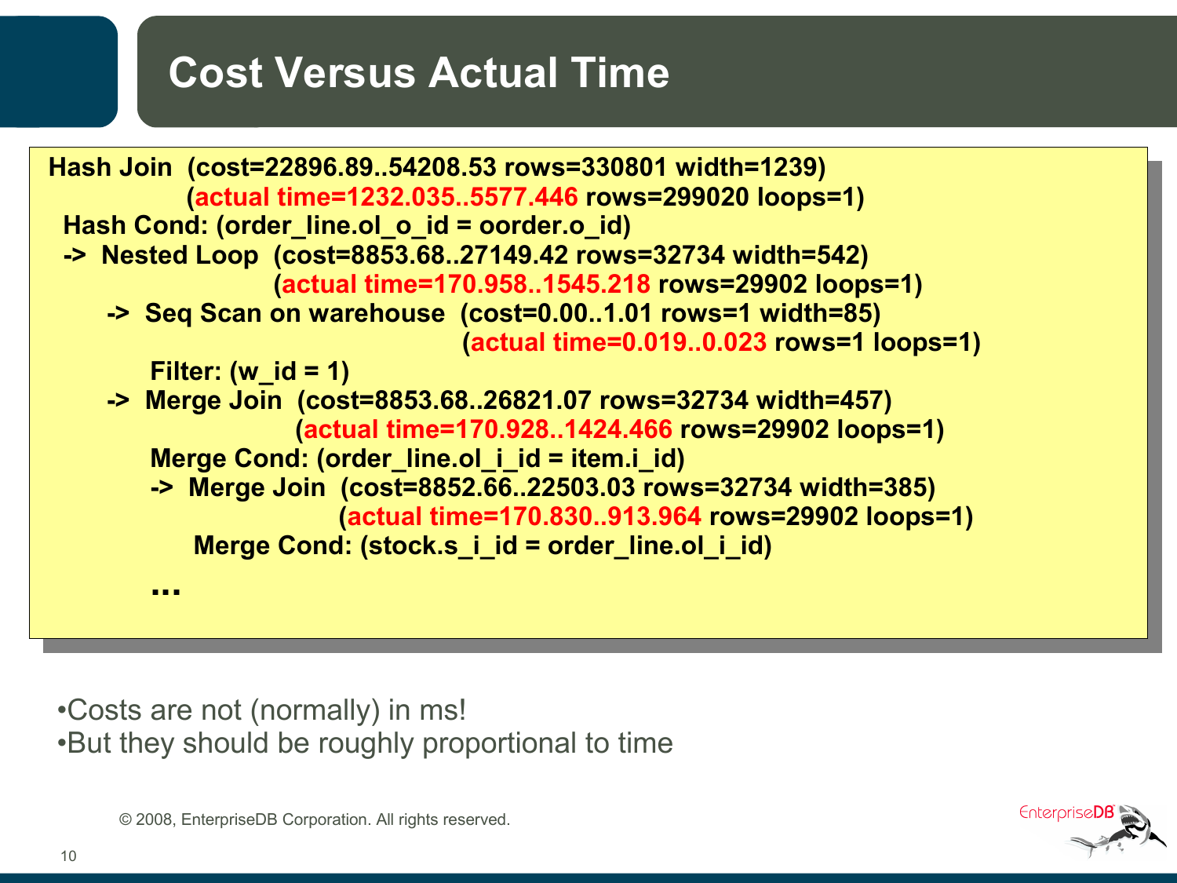# Cost Versus Actual Time

```
Hash Join  (cost=22896.89..54208.53 rows=330801 width=1239)
           (actual time=1232.035..5577.446 rows=299020 loops=1)
  Hash Cond: (order_line.ol_o_id = oorder.o_id)
  ->  Nested Loop  (cost=8853.68..27149.42 rows=32734 width=542)
                   (actual time=170.958..1545.218 rows=29902 loops=1)
        ->  Seq Scan on warehouse  (cost=0.00..1.01 rows=1 width=85)
                                   (actual time=0.019..0.023 rows=1 loops=1)
              Filter: (w_id = 1)
        ->  Merge Join  (cost=8853.68..26821.07 rows=32734 width=457)
                        (actual time=170.928..1424.466 rows=29902 loops=1)
              Merge Cond: (order_line.ol_i_id = item.i_id)
              ->  Merge Join  (cost=8852.66..22503.03 rows=32734 width=385)
                              (actual time=170.830..913.964 rows=29902 loops=1)
                    Merge Cond: (stock.s_i_id = order_line.ol_i_id)

              ...
```

- Costs are not (normally) in ms!
- But they should be roughly proportional to time

© 2008, EnterpriseDB Corporation. All rights reserved.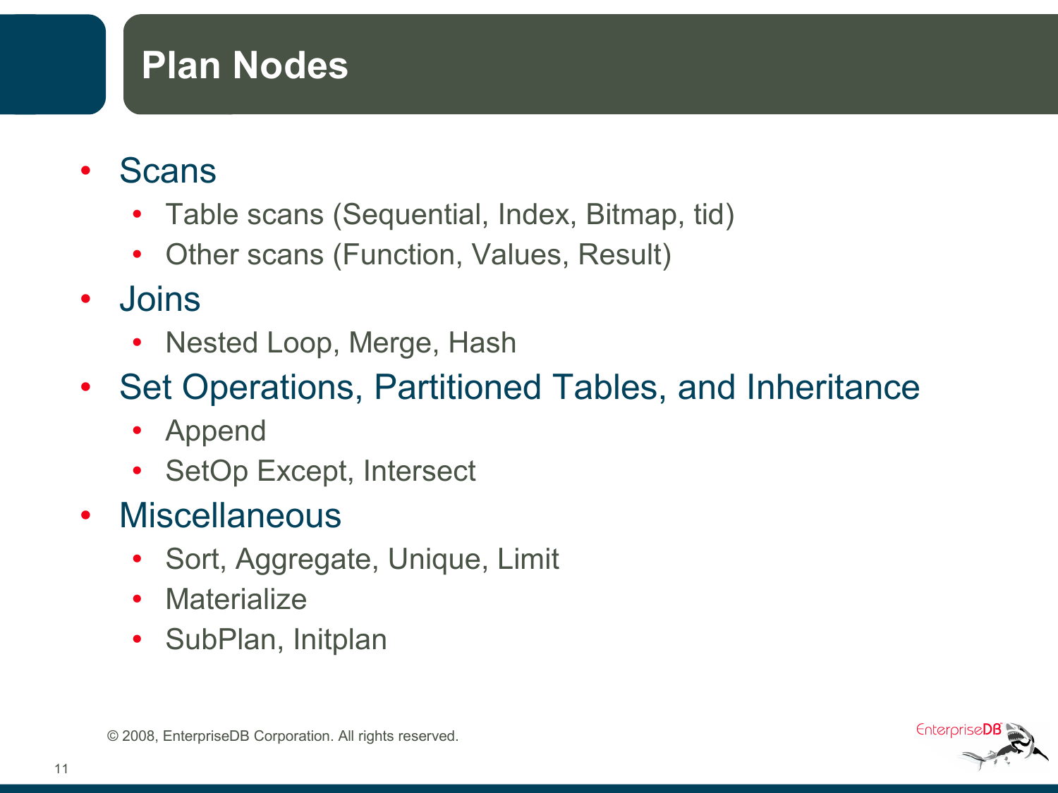# Plan Nodes

- Scans
  - Table scans (Sequential, Index, Bitmap, tid)
  - Other scans (Function, Values, Result)
- Joins
  - Nested Loop, Merge, Hash
- Set Operations, Partitioned Tables, and Inheritance
  - Append
  - SetOp Except, Intersect
- Miscellaneous
  - Sort, Aggregate, Unique, Limit
  - Materialize
  - SubPlan, Initplan

© 2008, EnterpriseDB Corporation. All rights reserved.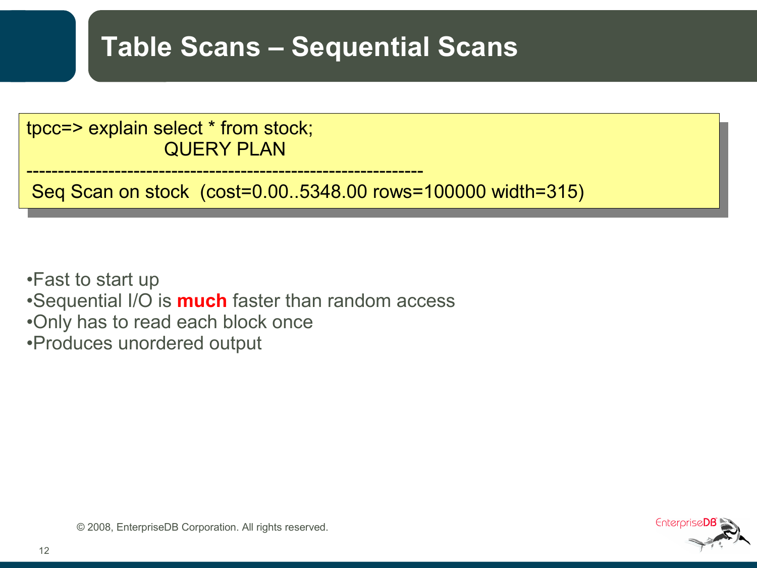# Table Scans – Sequential Scans

```
tpcc=> explain select * from stock;
                    QUERY PLAN
---------------------------------------------------------------
 Seq Scan on stock  (cost=0.00..5348.00 rows=100000 width=315)
```

- Fast to start up
- Sequential I/O is **much** faster than random access
- Only has to read each block once
- Produces unordered output

© 2008, EnterpriseDB Corporation. All rights reserved.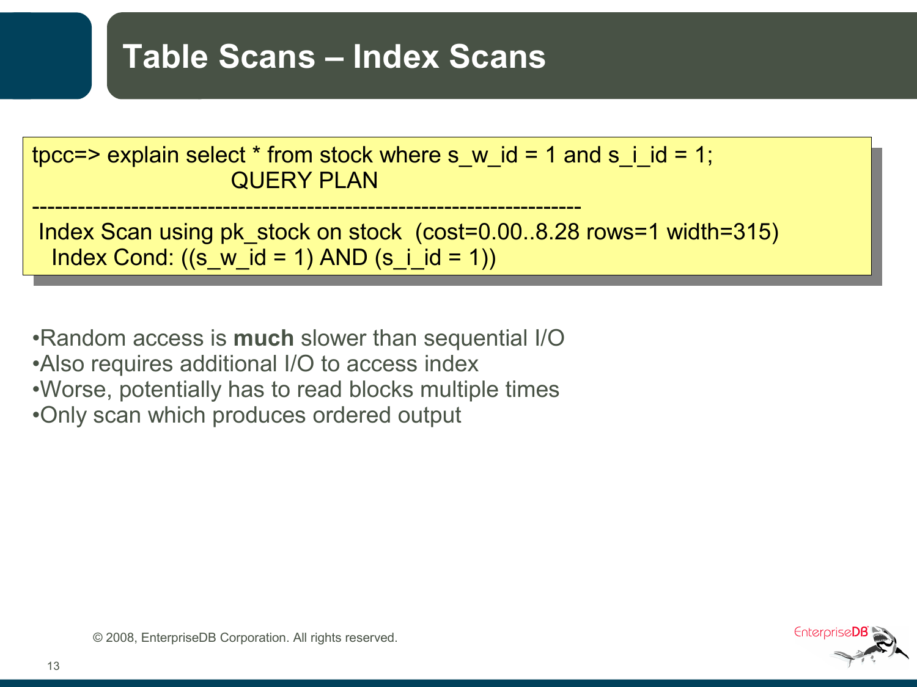# Table Scans – Index Scans

```
tpcc=> explain select * from stock where s_w_id = 1 and s_i_id = 1;
                          QUERY PLAN
----------------------------------------------------------------------
 Index Scan using pk_stock on stock  (cost=0.00..8.28 rows=1 width=315)
   Index Cond: ((s_w_id = 1) AND (s_i_id = 1))
```

- Random access is **much** slower than sequential I/O
- Also requires additional I/O to access index
- Worse, potentially has to read blocks multiple times
- Only scan which produces ordered output

© 2008, EnterpriseDB Corporation. All rights reserved.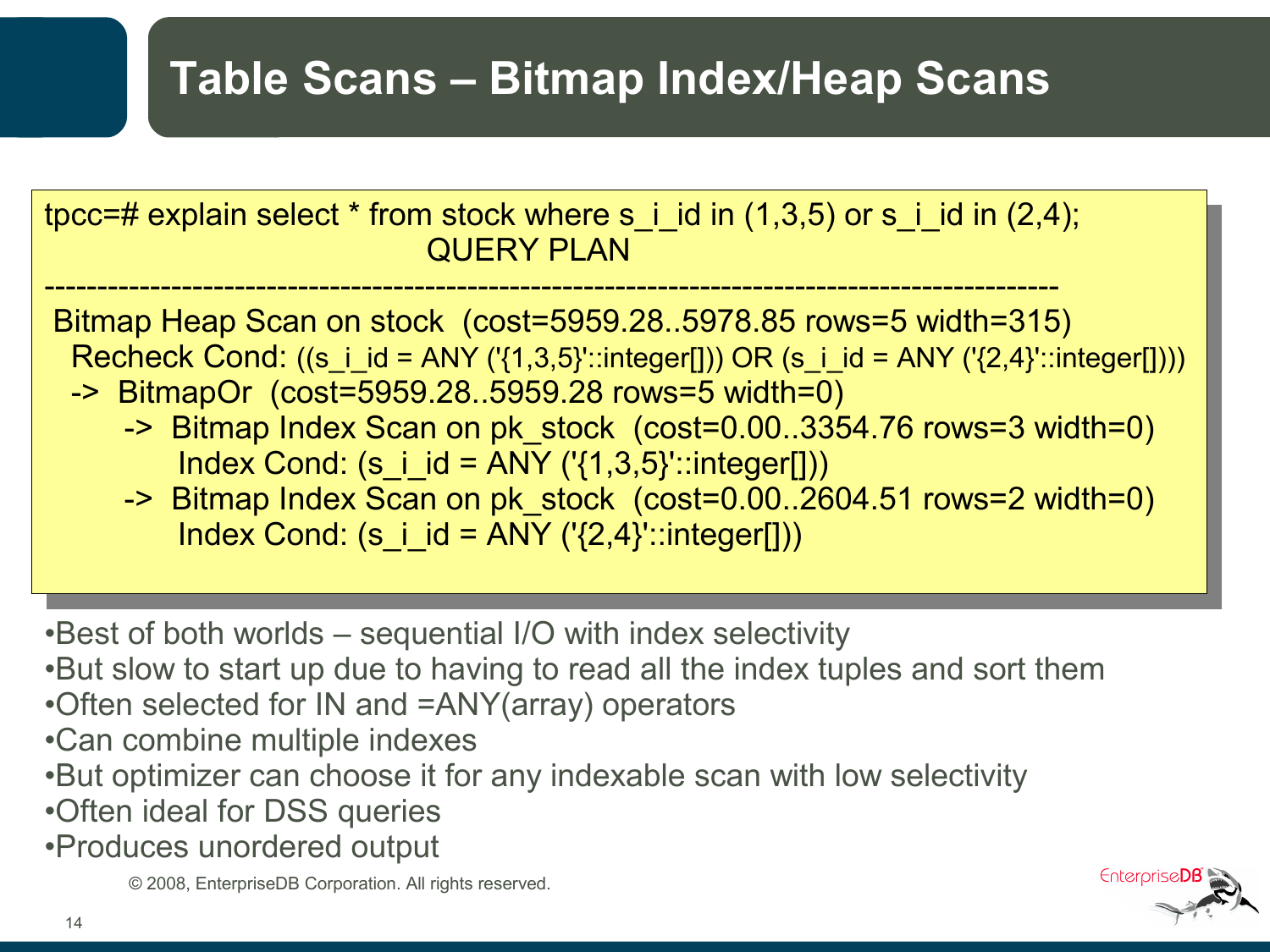# Table Scans – Bitmap Index/Heap Scans

```
tpcc=# explain select * from stock where s_i_id in (1,3,5) or s_i_id in (2,4);
                              QUERY PLAN
------------------------------------------------------------------------------------------
 Bitmap Heap Scan on stock  (cost=5959.28..5978.85 rows=5 width=315)
   Recheck Cond: ((s_i_id = ANY ('{1,3,5}'::integer[])) OR (s_i_id = ANY ('{2,4}'::integer[])))
   ->  BitmapOr  (cost=5959.28..5959.28 rows=5 width=0)
         ->  Bitmap Index Scan on pk_stock  (cost=0.00..3354.76 rows=3 width=0)
               Index Cond: (s_i_id = ANY ('{1,3,5}'::integer[]))
         ->  Bitmap Index Scan on pk_stock  (cost=0.00..2604.51 rows=2 width=0)
               Index Cond: (s_i_id = ANY ('{2,4}'::integer[]))
```

- Best of both worlds – sequential I/O with index selectivity
- But slow to start up due to having to read all the index tuples and sort them
- Often selected for IN and =ANY(array) operators
- Can combine multiple indexes
- But optimizer can choose it for any indexable scan with low selectivity
- Often ideal for DSS queries
- Produces unordered output

© 2008, EnterpriseDB Corporation. All rights reserved.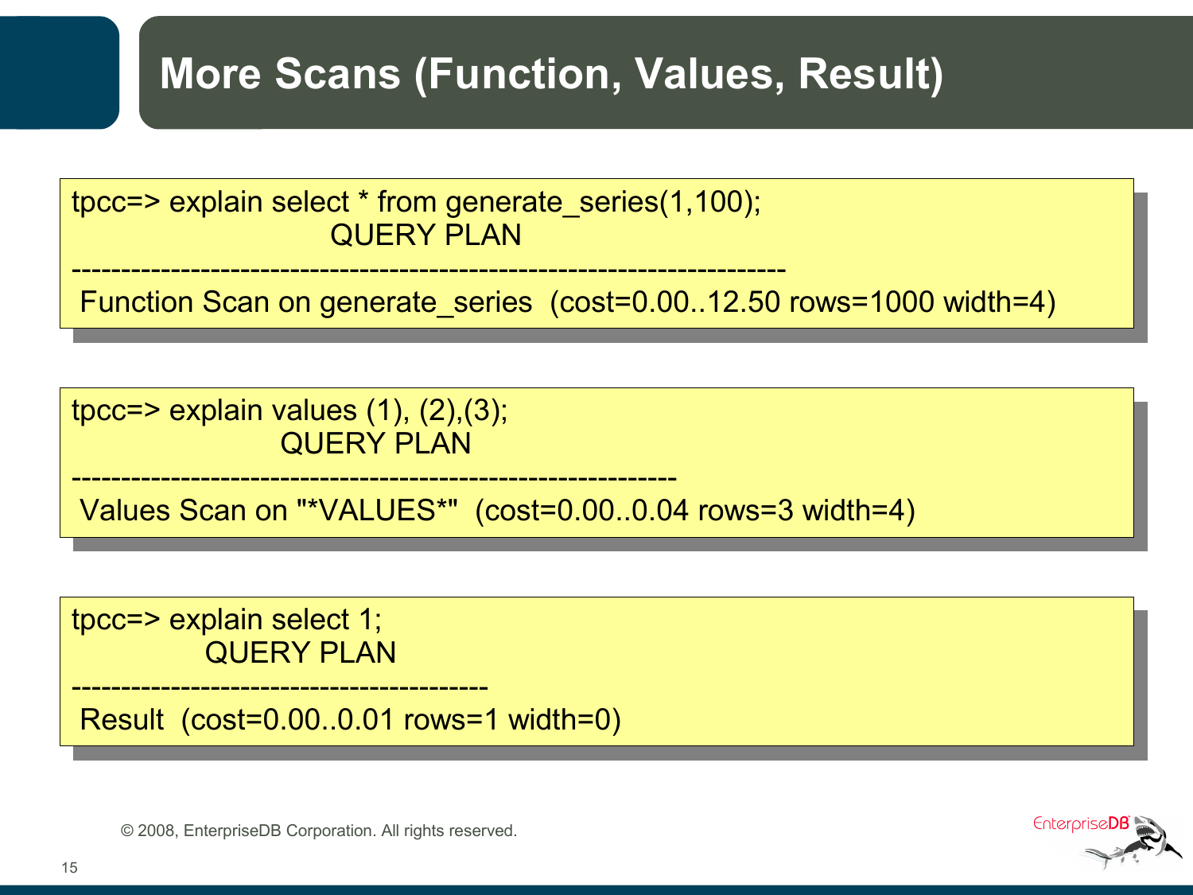# More Scans (Function, Values, Result)

```
tpcc=> explain select * from generate_series(1,100);
                        QUERY PLAN
--------------------------------------------------------------------
 Function Scan on generate_series  (cost=0.00..12.50 rows=1000 width=4)
```

```
tpcc=> explain values (1), (2),(3);
                     QUERY PLAN
----------------------------------------------------------
 Values Scan on "*VALUES*"  (cost=0.00..0.04 rows=3 width=4)
```

```
tpcc=> explain select 1;
             QUERY PLAN
----------------------------------------
 Result  (cost=0.00..0.01 rows=1 width=0)
```

© 2008, EnterpriseDB Corporation. All rights reserved.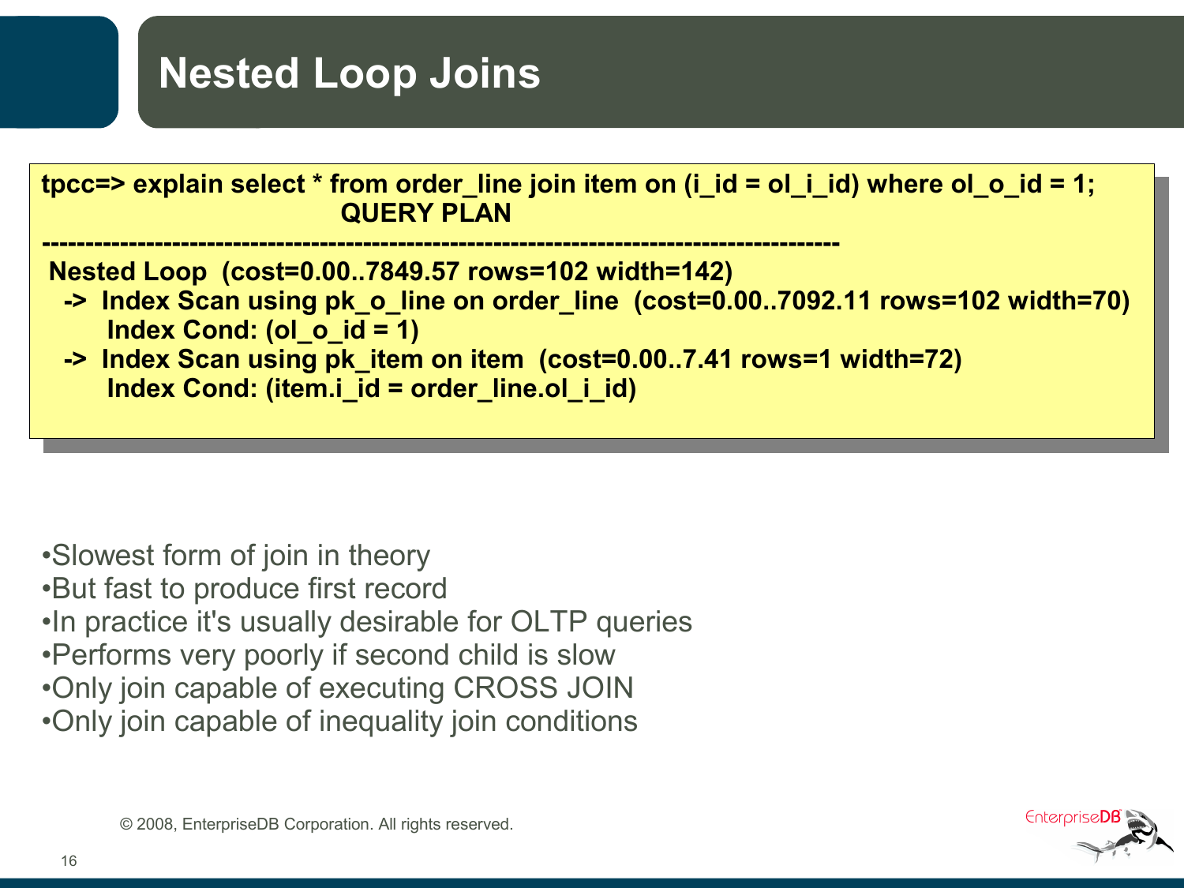# Nested Loop Joins

```
tpcc=> explain select * from order_line join item on (i_id = ol_i_id) where ol_o_id = 1;
                              QUERY PLAN
------------------------------------------------------------------------------------------
 Nested Loop  (cost=0.00..7849.57 rows=102 width=142)
   ->  Index Scan using pk_o_line on order_line  (cost=0.00..7092.11 rows=102 width=70)
         Index Cond: (ol_o_id = 1)
   ->  Index Scan using pk_item on item  (cost=0.00..7.41 rows=1 width=72)
         Index Cond: (item.i_id = order_line.ol_i_id)
```

- Slowest form of join in theory
- But fast to produce first record
- In practice it's usually desirable for OLTP queries
- Performs very poorly if second child is slow
- Only join capable of executing CROSS JOIN
- Only join capable of inequality join conditions

© 2008, EnterpriseDB Corporation. All rights reserved.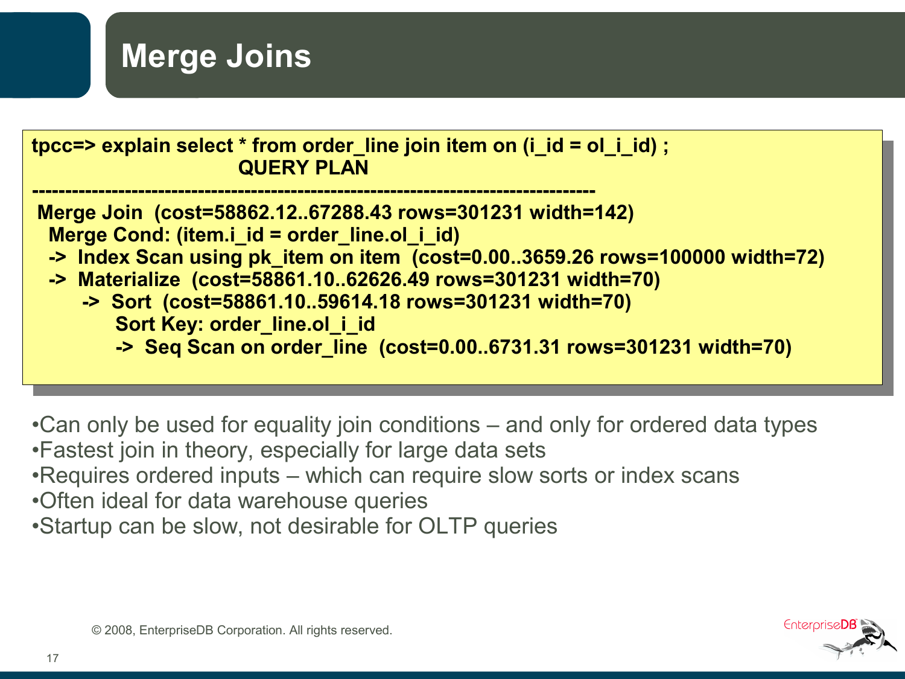# Merge Joins

```
tpcc=> explain select * from order_line join item on (i_id = ol_i_id) ;
                              QUERY PLAN
---------------------------------------------------------------------------------
 Merge Join  (cost=58862.12..67288.43 rows=301231 width=142)
   Merge Cond: (item.i_id = order_line.ol_i_id)
   ->  Index Scan using pk_item on item  (cost=0.00..3659.26 rows=100000 width=72)
   ->  Materialize  (cost=58861.10..62626.49 rows=301231 width=70)
         ->  Sort  (cost=58861.10..59614.18 rows=301231 width=70)
               Sort Key: order_line.ol_i_id
               ->  Seq Scan on order_line  (cost=0.00..6731.31 rows=301231 width=70)
```

- Can only be used for equality join conditions – and only for ordered data types
- Fastest join in theory, especially for large data sets
- Requires ordered inputs – which can require slow sorts or index scans
- Often ideal for data warehouse queries
- Startup can be slow, not desirable for OLTP queries

© 2008, EnterpriseDB Corporation. All rights reserved.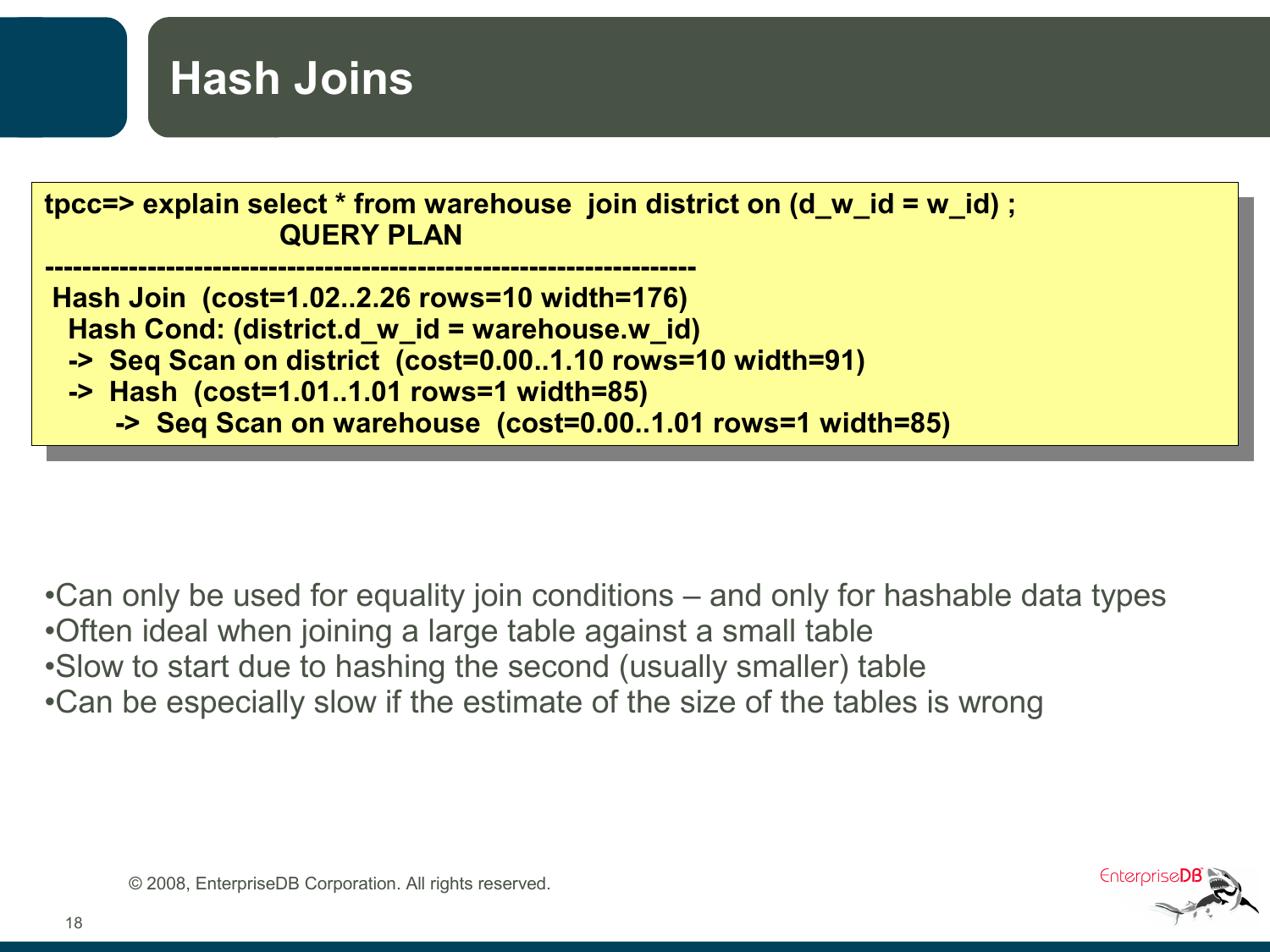# Hash Joins

```
tpcc=> explain select * from warehouse  join district on (d_w_id = w_id) ;
                          QUERY PLAN
--------------------------------------------------------------------
 Hash Join  (cost=1.02..2.26 rows=10 width=176)
   Hash Cond: (district.d_w_id = warehouse.w_id)
   ->  Seq Scan on district  (cost=0.00..1.10 rows=10 width=91)
   ->  Hash  (cost=1.01..1.01 rows=1 width=85)
         ->  Seq Scan on warehouse  (cost=0.00..1.01 rows=1 width=85)
```

- Can only be used for equality join conditions – and only for hashable data types
- Often ideal when joining a large table against a small table
- Slow to start due to hashing the second (usually smaller) table
- Can be especially slow if the estimate of the size of the tables is wrong

© 2008, EnterpriseDB Corporation. All rights reserved.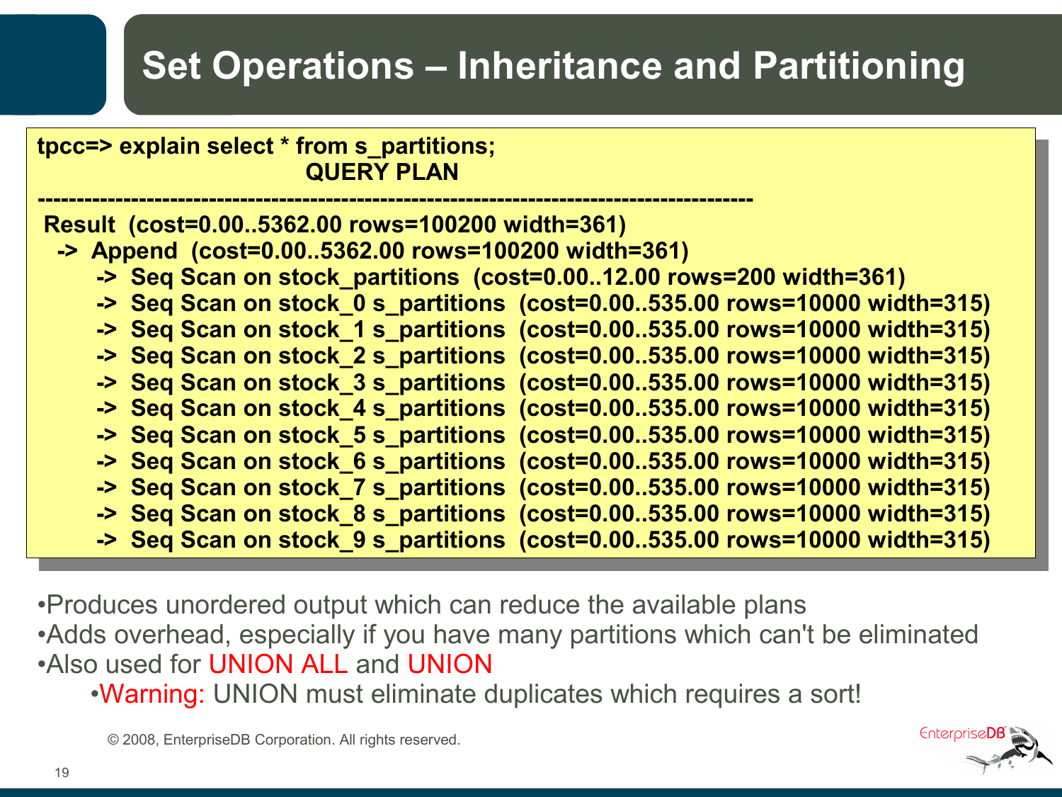# Set Operations – Inheritance and Partitioning

```
tpcc=> explain select * from s_partitions;
                              QUERY PLAN
-------------------------------------------------------------------------------------------
 Result  (cost=0.00..5362.00 rows=100200 width=361)
   ->  Append  (cost=0.00..5362.00 rows=100200 width=361)
         ->  Seq Scan on stock_partitions  (cost=0.00..12.00 rows=200 width=361)
         ->  Seq Scan on stock_0 s_partitions  (cost=0.00..535.00 rows=10000 width=315)
         ->  Seq Scan on stock_1 s_partitions  (cost=0.00..535.00 rows=10000 width=315)
         ->  Seq Scan on stock_2 s_partitions  (cost=0.00..535.00 rows=10000 width=315)
         ->  Seq Scan on stock_3 s_partitions  (cost=0.00..535.00 rows=10000 width=315)
         ->  Seq Scan on stock_4 s_partitions  (cost=0.00..535.00 rows=10000 width=315)
         ->  Seq Scan on stock_5 s_partitions  (cost=0.00..535.00 rows=10000 width=315)
         ->  Seq Scan on stock_6 s_partitions  (cost=0.00..535.00 rows=10000 width=315)
         ->  Seq Scan on stock_7 s_partitions  (cost=0.00..535.00 rows=10000 width=315)
         ->  Seq Scan on stock_8 s_partitions  (cost=0.00..535.00 rows=10000 width=315)
         ->  Seq Scan on stock_9 s_partitions  (cost=0.00..535.00 rows=10000 width=315)
```

- Produces unordered output which can reduce the available plans
- Adds overhead, especially if you have many partitions which can't be eliminated
- Also used for UNION ALL and UNION
  - Warning: UNION must eliminate duplicates which requires a sort!

© 2008, EnterpriseDB Corporation. All rights reserved.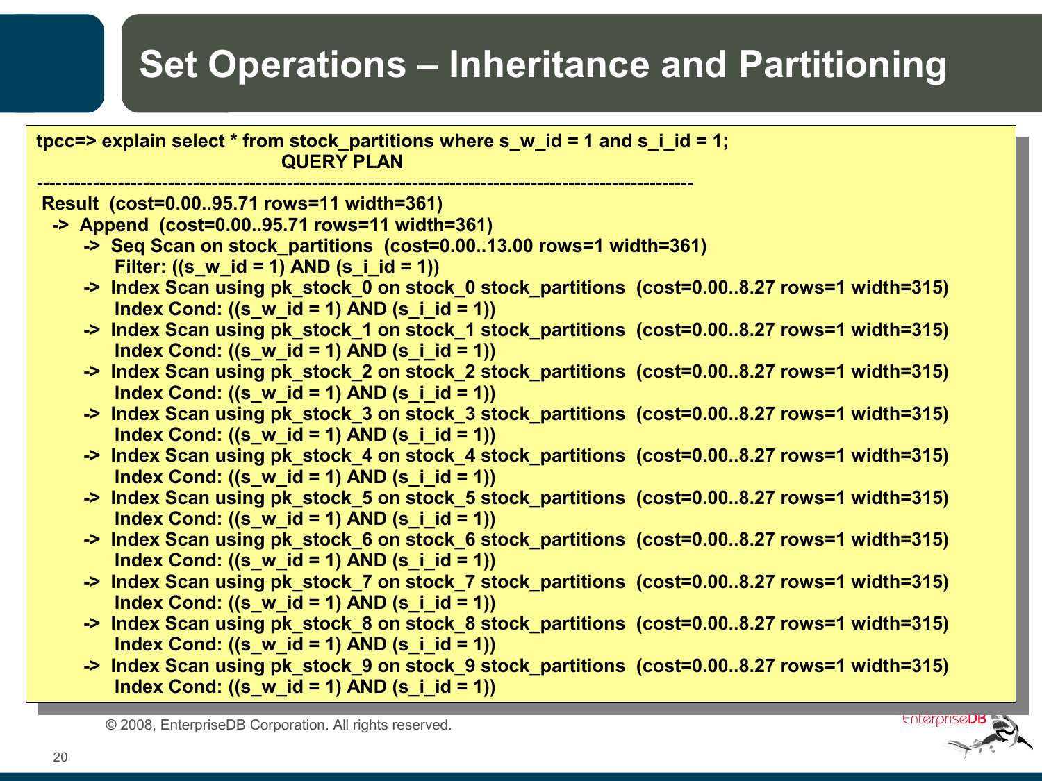# Set Operations – Inheritance and Partitioning

```
tpcc=> explain select * from stock_partitions where s_w_id = 1 and s_i_id = 1;
                                  QUERY PLAN
---------------------------------------------------------------------------------------------------
 Result  (cost=0.00..95.71 rows=11 width=361)
   ->  Append  (cost=0.00..95.71 rows=11 width=361)
         ->  Seq Scan on stock_partitions  (cost=0.00..13.00 rows=1 width=361)
               Filter: ((s_w_id = 1) AND (s_i_id = 1))
         ->  Index Scan using pk_stock_0 on stock_0 stock_partitions  (cost=0.00..8.27 rows=1 width=315)
               Index Cond: ((s_w_id = 1) AND (s_i_id = 1))
         ->  Index Scan using pk_stock_1 on stock_1 stock_partitions  (cost=0.00..8.27 rows=1 width=315)
               Index Cond: ((s_w_id = 1) AND (s_i_id = 1))
         ->  Index Scan using pk_stock_2 on stock_2 stock_partitions  (cost=0.00..8.27 rows=1 width=315)
               Index Cond: ((s_w_id = 1) AND (s_i_id = 1))
         ->  Index Scan using pk_stock_3 on stock_3 stock_partitions  (cost=0.00..8.27 rows=1 width=315)
               Index Cond: ((s_w_id = 1) AND (s_i_id = 1))
         ->  Index Scan using pk_stock_4 on stock_4 stock_partitions  (cost=0.00..8.27 rows=1 width=315)
               Index Cond: ((s_w_id = 1) AND (s_i_id = 1))
         ->  Index Scan using pk_stock_5 on stock_5 stock_partitions  (cost=0.00..8.27 rows=1 width=315)
               Index Cond: ((s_w_id = 1) AND (s_i_id = 1))
         ->  Index Scan using pk_stock_6 on stock_6 stock_partitions  (cost=0.00..8.27 rows=1 width=315)
               Index Cond: ((s_w_id = 1) AND (s_i_id = 1))
         ->  Index Scan using pk_stock_7 on stock_7 stock_partitions  (cost=0.00..8.27 rows=1 width=315)
               Index Cond: ((s_w_id = 1) AND (s_i_id = 1))
         ->  Index Scan using pk_stock_8 on stock_8 stock_partitions  (cost=0.00..8.27 rows=1 width=315)
               Index Cond: ((s_w_id = 1) AND (s_i_id = 1))
         ->  Index Scan using pk_stock_9 on stock_9 stock_partitions  (cost=0.00..8.27 rows=1 width=315)
               Index Cond: ((s_w_id = 1) AND (s_i_id = 1))
```

© 2008, EnterpriseDB Corporation. All rights reserved.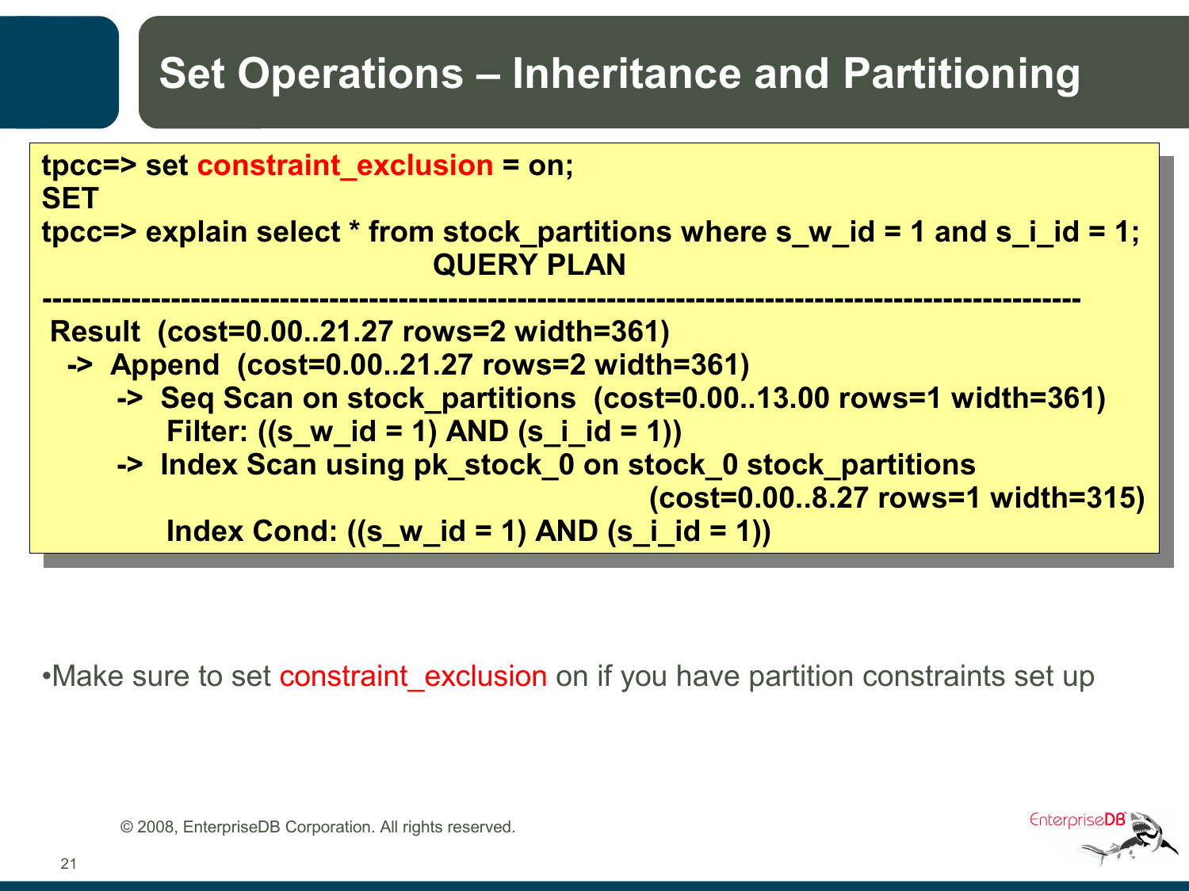# Set Operations – Inheritance and Partitioning

```
tpcc=> set constraint_exclusion = on;
SET
tpcc=> explain select * from stock_partitions where s_w_id = 1 and s_i_id = 1;
                                    QUERY PLAN
---------------------------------------------------------------------------------------
 Result  (cost=0.00..21.27 rows=2 width=361)
   ->  Append  (cost=0.00..21.27 rows=2 width=361)
         ->  Seq Scan on stock_partitions  (cost=0.00..13.00 rows=1 width=361)
               Filter: ((s_w_id = 1) AND (s_i_id = 1))
         ->  Index Scan using pk_stock_0 on stock_0 stock_partitions
                                                (cost=0.00..8.27 rows=1 width=315)
               Index Cond: ((s_w_id = 1) AND (s_i_id = 1))
```

- Make sure to set constraint_exclusion on if you have partition constraints set up

© 2008, EnterpriseDB Corporation. All rights reserved.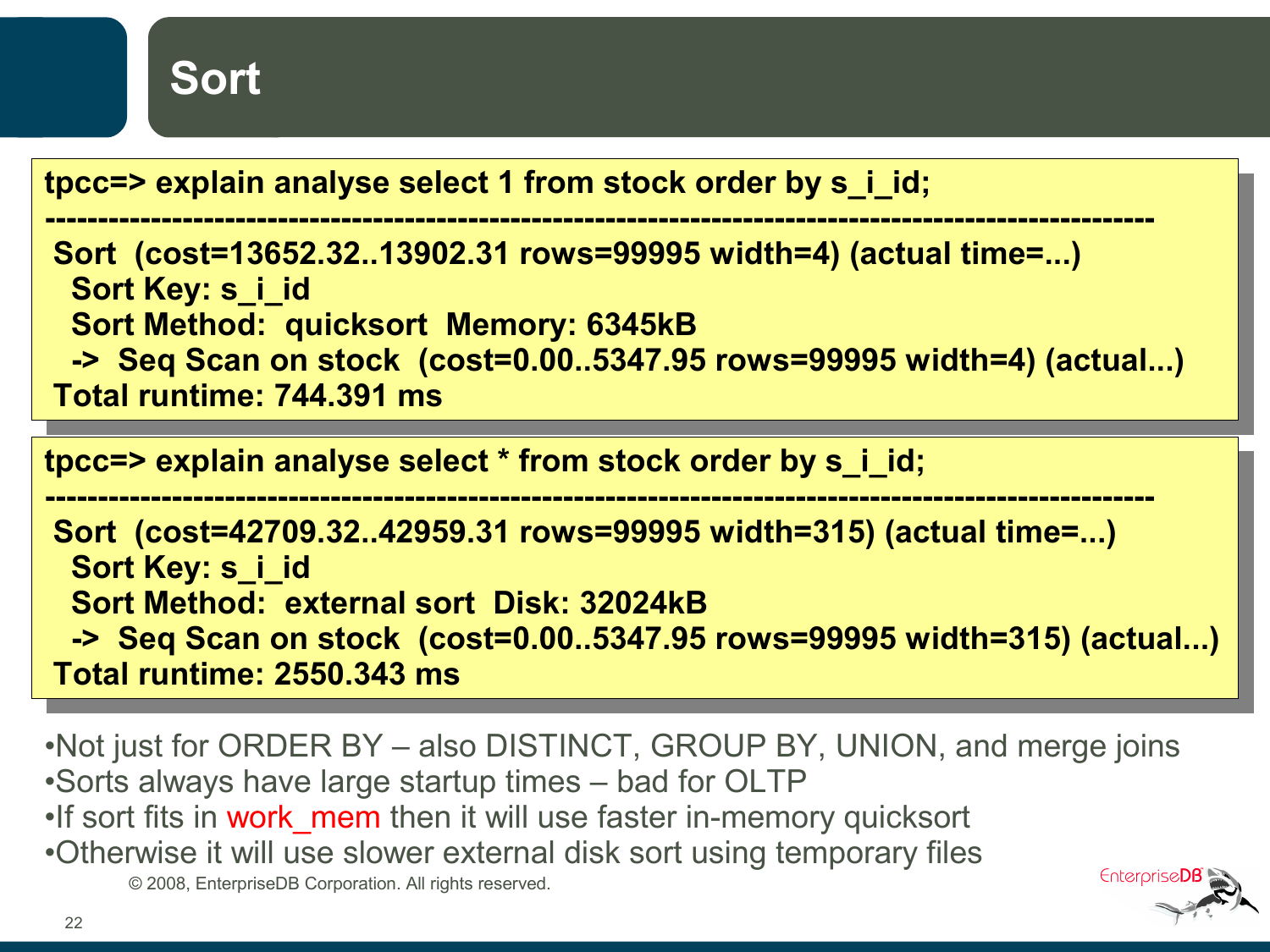# Sort

```
tpcc=> explain analyse select 1 from stock order by s_i_id;
----------------------------------------------------------------------------------------------------
 Sort  (cost=13652.32..13902.31 rows=99995 width=4) (actual time=...)
   Sort Key: s_i_id
   Sort Method:  quicksort  Memory: 6345kB
   ->  Seq Scan on stock  (cost=0.00..5347.95 rows=99995 width=4) (actual...)
 Total runtime: 744.391 ms
```

```
tpcc=> explain analyse select * from stock order by s_i_id;
----------------------------------------------------------------------------------------------------
 Sort  (cost=42709.32..42959.31 rows=99995 width=315) (actual time=...)
   Sort Key: s_i_id
   Sort Method:  external sort  Disk: 32024kB
   ->  Seq Scan on stock  (cost=0.00..5347.95 rows=99995 width=315) (actual...)
 Total runtime: 2550.343 ms
```

- Not just for ORDER BY – also DISTINCT, GROUP BY, UNION, and merge joins
- Sorts always have large startup times – bad for OLTP
- If sort fits in work_mem then it will use faster in-memory quicksort
- Otherwise it will use slower external disk sort using temporary files

© 2008, EnterpriseDB Corporation. All rights reserved.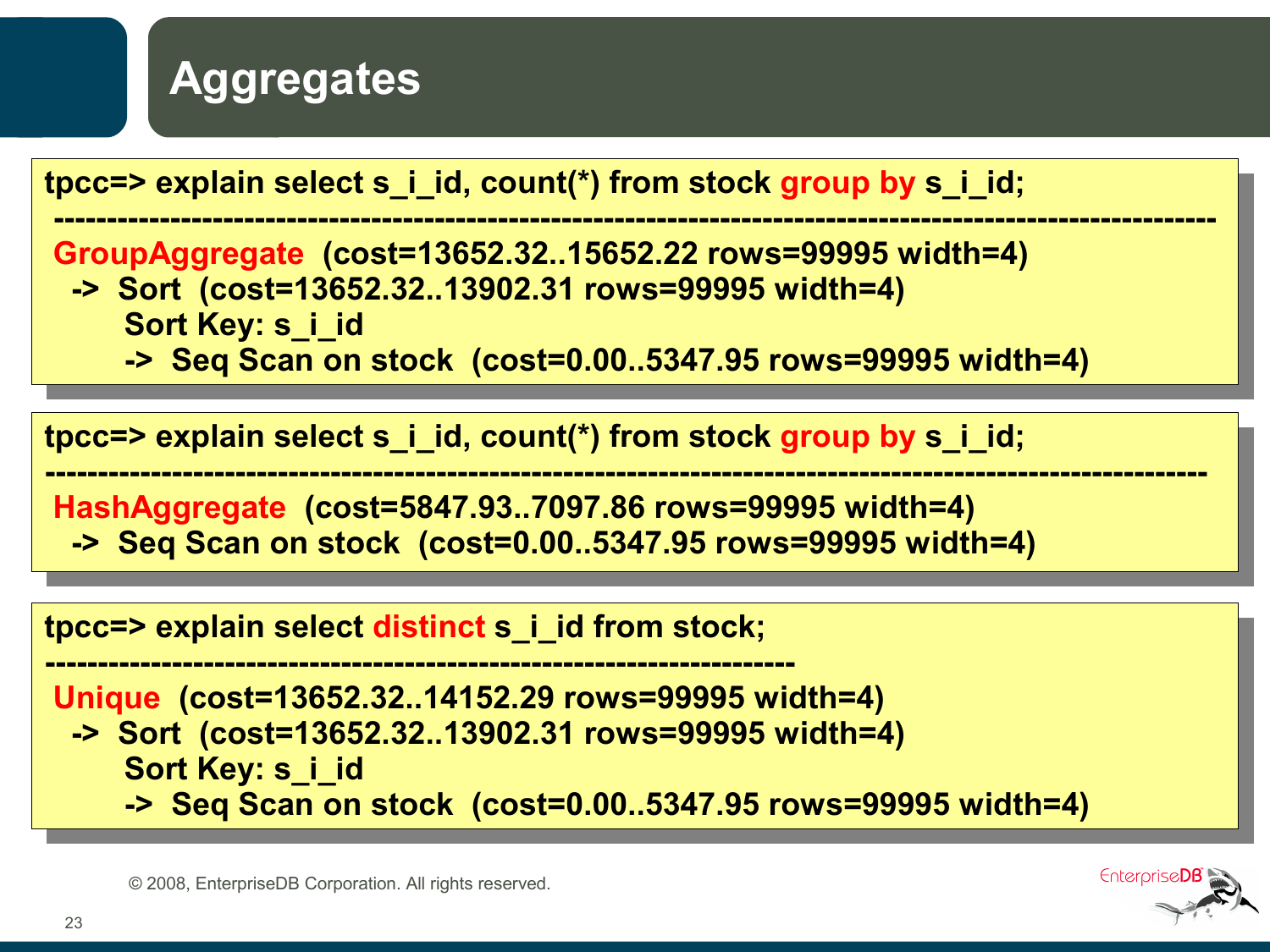# Aggregates

```
tpcc=> explain select s_i_id, count(*) from stock group by s_i_id;
----------------------------------------------------------------------------------------------------
 GroupAggregate  (cost=13652.32..15652.22 rows=99995 width=4)
   ->  Sort  (cost=13652.32..13902.31 rows=99995 width=4)
         Sort Key: s_i_id
         ->  Seq Scan on stock  (cost=0.00..5347.95 rows=99995 width=4)
```

```
tpcc=> explain select s_i_id, count(*) from stock group by s_i_id;
----------------------------------------------------------------------------------------------------
 HashAggregate  (cost=5847.93..7097.86 rows=99995 width=4)
   ->  Seq Scan on stock  (cost=0.00..5347.95 rows=99995 width=4)
```

```
tpcc=> explain select distinct s_i_id from stock;
------------------------------------------------------------------
 Unique  (cost=13652.32..14152.29 rows=99995 width=4)
   ->  Sort  (cost=13652.32..13902.31 rows=99995 width=4)
         Sort Key: s_i_id
         ->  Seq Scan on stock  (cost=0.00..5347.95 rows=99995 width=4)
```

© 2008, EnterpriseDB Corporation. All rights reserved.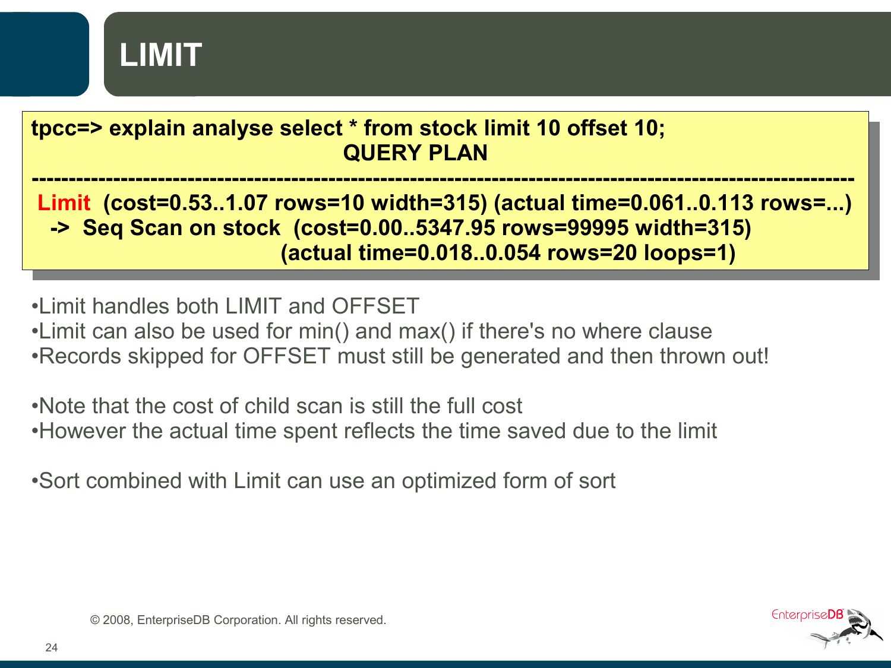# LIMIT

```
tpcc=> explain analyse select * from stock limit 10 offset 10;
                                    QUERY PLAN
-------------------------------------------------------------------------------------------------------
 Limit  (cost=0.53..1.07 rows=10 width=315) (actual time=0.061..0.113 rows=...)
   ->  Seq Scan on stock  (cost=0.00..5347.95 rows=99995 width=315)
                          (actual time=0.018..0.054 rows=20 loops=1)
```

- Limit handles both LIMIT and OFFSET
- Limit can also be used for min() and max() if there's no where clause
- Records skipped for OFFSET must still be generated and then thrown out!

- Note that the cost of child scan is still the full cost
- However the actual time spent reflects the time saved due to the limit

- Sort combined with Limit can use an optimized form of sort

© 2008, EnterpriseDB Corporation. All rights reserved.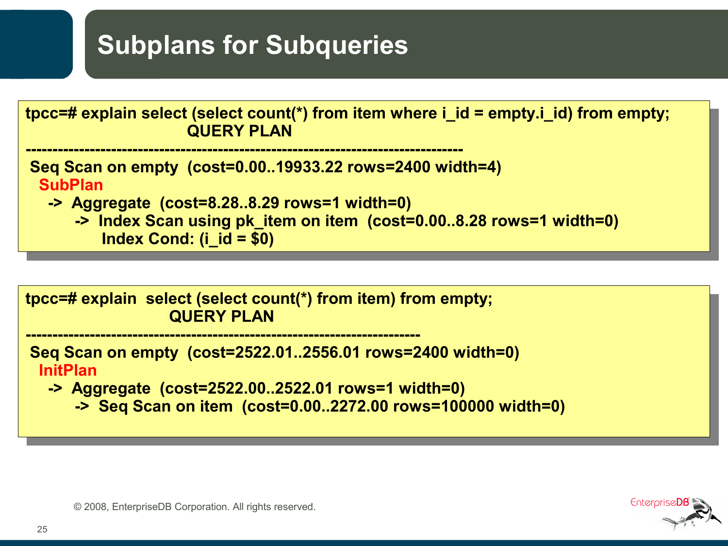# Subplans for Subqueries

```
tpcc=# explain select (select count(*) from item where i_id = empty.i_id) from empty;
                        QUERY PLAN
----------------------------------------------------------------------------------
 Seq Scan on empty  (cost=0.00..19933.22 rows=2400 width=4)
   SubPlan
     ->  Aggregate  (cost=8.28..8.29 rows=1 width=0)
           ->  Index Scan using pk_item on item  (cost=0.00..8.28 rows=1 width=0)
                 Index Cond: (i_id = $0)
```

```
tpcc=# explain  select (select count(*) from item) from empty;
                        QUERY PLAN
--------------------------------------------------------------------------
 Seq Scan on empty  (cost=2522.01..2556.01 rows=2400 width=0)
   InitPlan
     ->  Aggregate  (cost=2522.00..2522.01 rows=1 width=0)
           ->  Seq Scan on item  (cost=0.00..2272.00 rows=100000 width=0)
```

© 2008, EnterpriseDB Corporation. All rights reserved.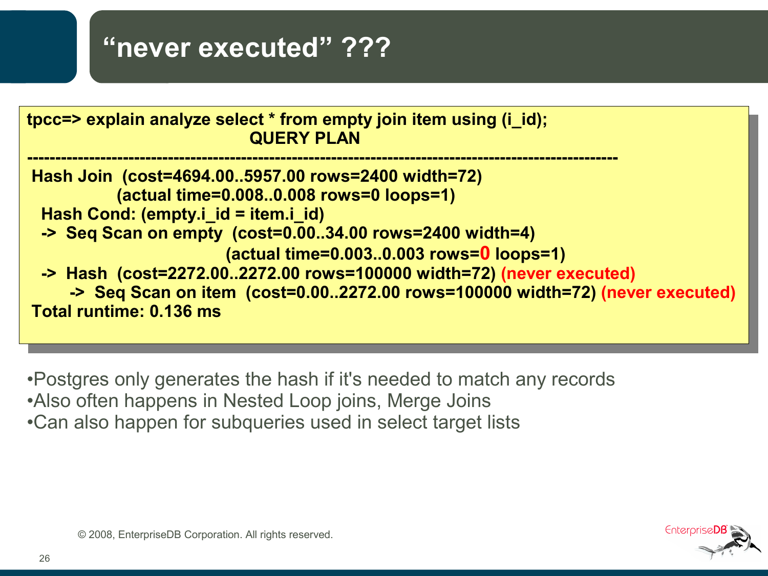# "never executed" ???

```
tpcc=> explain analyze select * from empty join item using (i_id);
                                  QUERY PLAN
------------------------------------------------------------------------------------------------------
 Hash Join  (cost=4694.00..5957.00 rows=2400 width=72)
            (actual time=0.008..0.008 rows=0 loops=1)
   Hash Cond: (empty.i_id = item.i_id)
   ->  Seq Scan on empty  (cost=0.00..34.00 rows=2400 width=4)
                          (actual time=0.003..0.003 rows=0 loops=1)
   ->  Hash  (cost=2272.00..2272.00 rows=100000 width=72) (never executed)
         ->  Seq Scan on item  (cost=0.00..2272.00 rows=100000 width=72) (never executed)
 Total runtime: 0.136 ms
```

- Postgres only generates the hash if it's needed to match any records
- Also often happens in Nested Loop joins, Merge Joins
- Can also happen for subqueries used in select target lists

© 2008, EnterpriseDB Corporation. All rights reserved.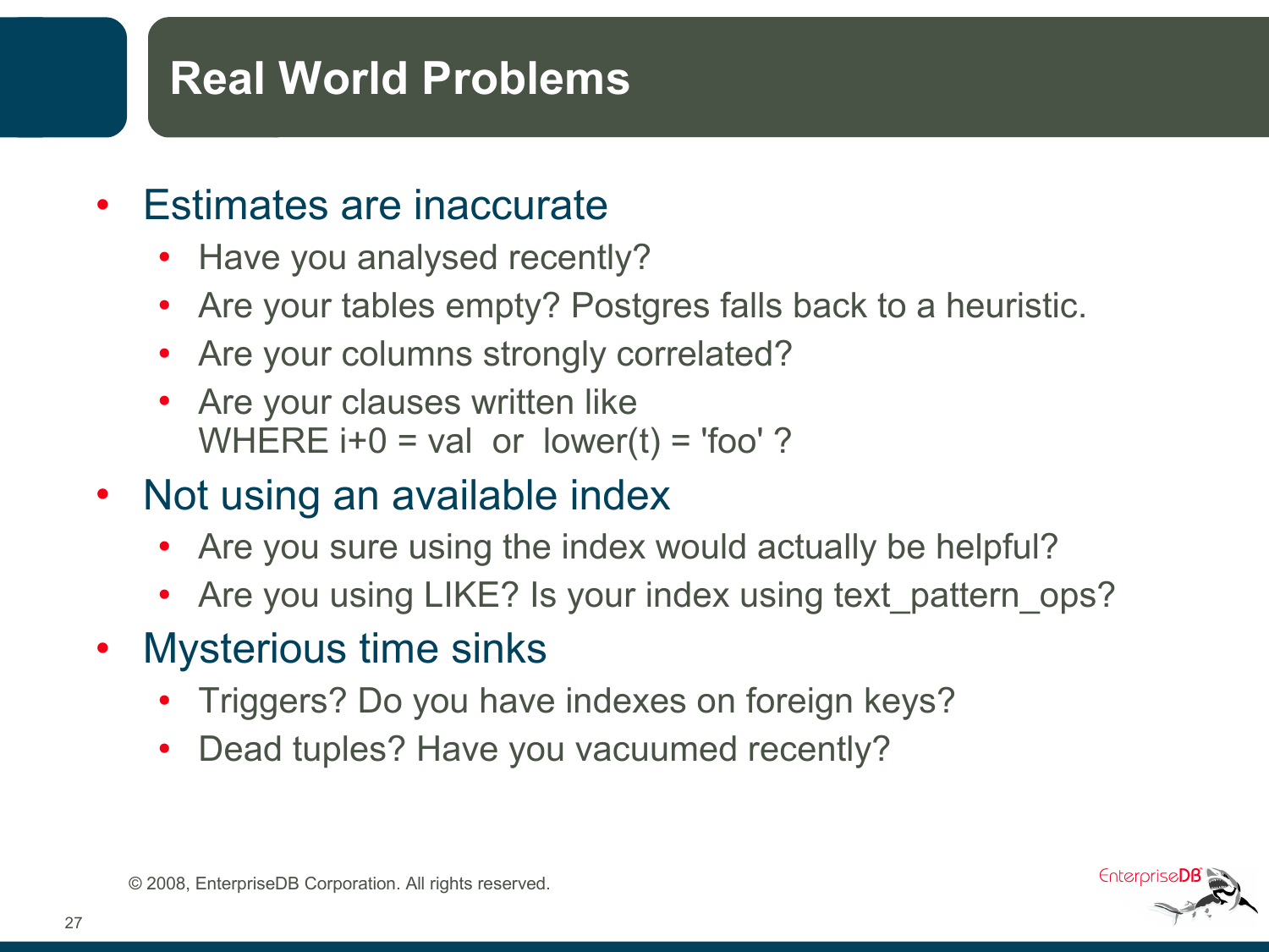# Real World Problems

- Estimates are inaccurate
  - Have you analysed recently?
  - Are your tables empty? Postgres falls back to a heuristic.
  - Are your columns strongly correlated?
  - Are your clauses written like  
    WHERE i+0 = val  or  lower(t) = 'foo' ?
- Not using an available index
  - Are you sure using the index would actually be helpful?
  - Are you using LIKE? Is your index using text_pattern_ops?
- Mysterious time sinks
  - Triggers? Do you have indexes on foreign keys?
  - Dead tuples? Have you vacuumed recently?

© 2008, EnterpriseDB Corporation. All rights reserved.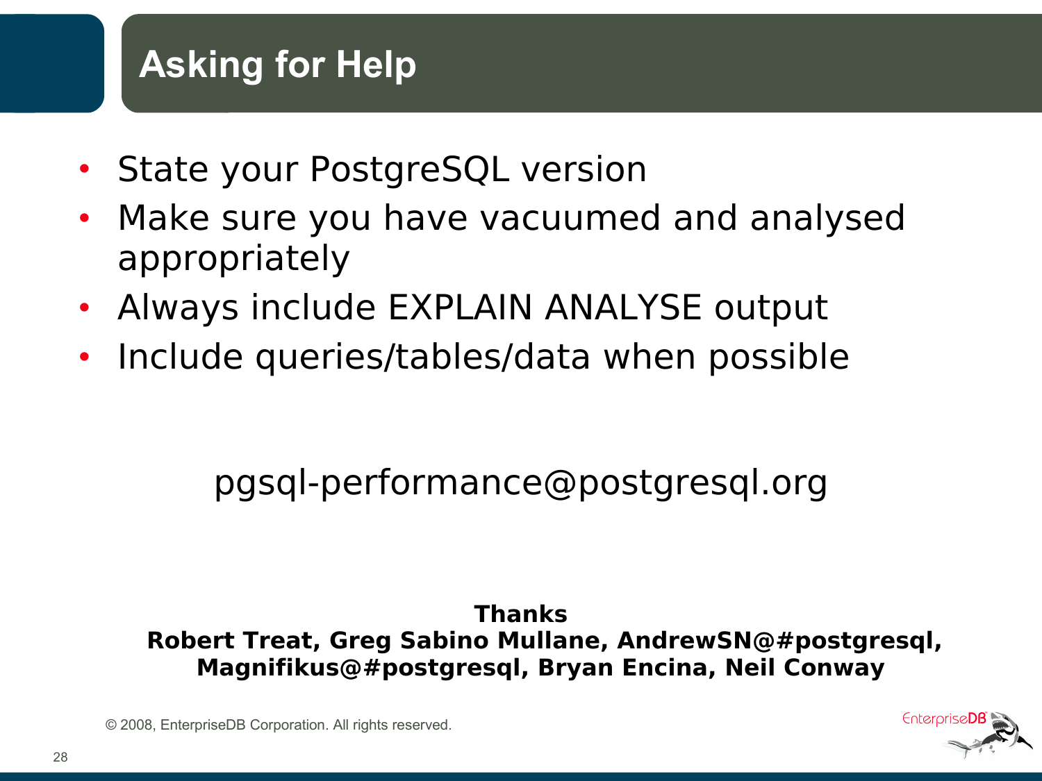# Asking for Help

- State your PostgreSQL version
- Make sure you have vacuumed and analysed appropriately
- Always include EXPLAIN ANALYSE output
- Include queries/tables/data when possible

pgsql-performance@postgresql.org

**Thanks**
**Robert Treat, Greg Sabino Mullane, AndrewSN@#postgresql, Magnifikus@#postgresql, Bryan Encina, Neil Conway**

© 2008, EnterpriseDB Corporation. All rights reserved.